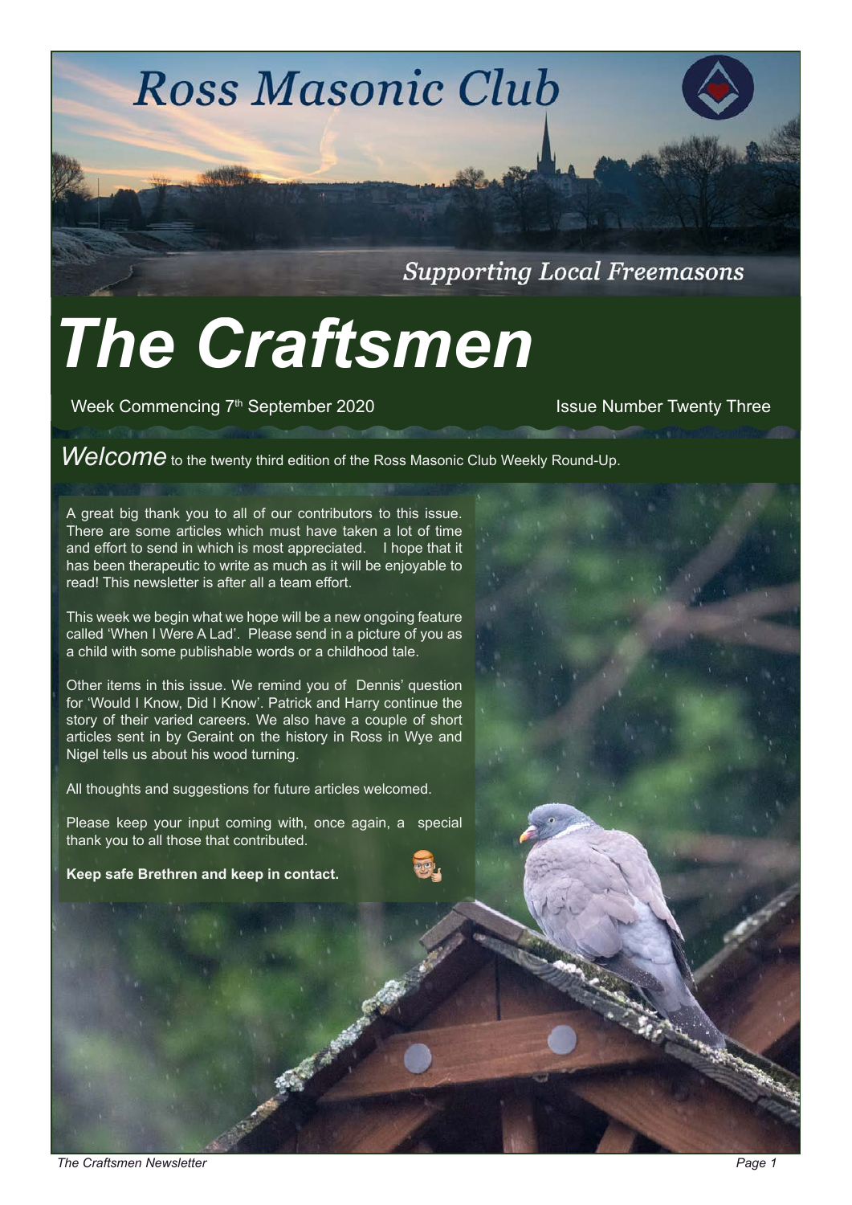# Ross Masonic Club

*Supporting Local Freemasons*

# *The Craftsmen*

Week Commencing 7th September 2020

Issue Number Twenty Three

*Welcome* to the twenty third edition of the Ross Masonic Club Weekly Round-Up.

A great big thank you to all of our contributors to this issue. There are some articles which must have taken a lot of time and effort to send in which is most appreciated. I hope that it has been therapeutic to write as much as it will be enjoyable to read! This newsletter is after all a team effort.

This week we begin what we hope will be a new ongoing feature called 'When I Were A Lad'. Please send in a picture of you as a child with some publishable words or a childhood tale.

Other items in this issue. We remind you of Dennis' question for 'Would I Know, Did I Know'. Patrick and Harry continue the story of their varied careers. We also have a couple of short articles sent in by Geraint on the history in Ross in Wye and Nigel tells us about his wood turning.

All thoughts and suggestions for future articles welcomed.

Please keep your input coming with, once again, a special thank you to all those that contributed.

**Keep safe Brethren and keep in contact.**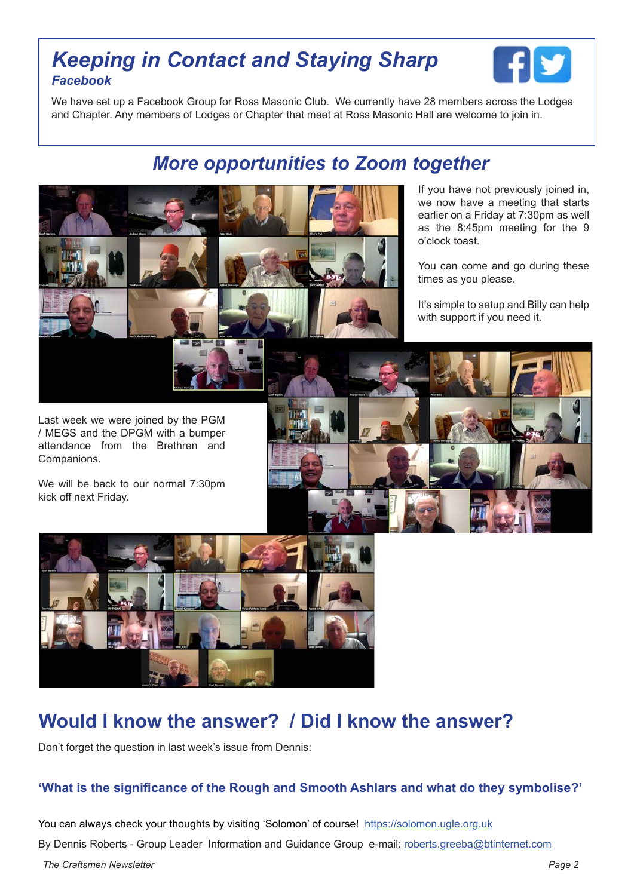## Keeping in Contact and Staying Sharp

### *Facebook*

We have set up a Facebook Group for Ross Masonic Club. We currently have 28 members across the Lodges and Chapter. Any members of Lodges or Chapter that meet at Ross Masonic Hall are welcome to join in.

## *More opportunities to Zoom together*

If you have not previously joined in, we now have a meeting that starts earlier on a Friday at 7:30pm as well as the 8:45pm meeting for the 9 o'clock toast.

You can come and go during these times as you please.

It's simple to setup and Billy can help with support if you need it.

Last week we were joined by the PGM / MEGS and the DPGM with a bumper attendance from the Brethren and Companions.

We will be back to our normal 7:30pm kick off next Friday.

## Would I know the answer? / Did I know the answer?

Don't forget the question in last week's issue from Dennis:

**'What is the significance of the Rough and Smooth Ashlars and what do they symbolise?'**

You can always check your thoughts by visiting 'Solomon' of course! https://solomon.ugle.org.uk

By Dennis Roberts - Group Leader Information and Guidance Group e-mail: roberts.greeba@btinternet.com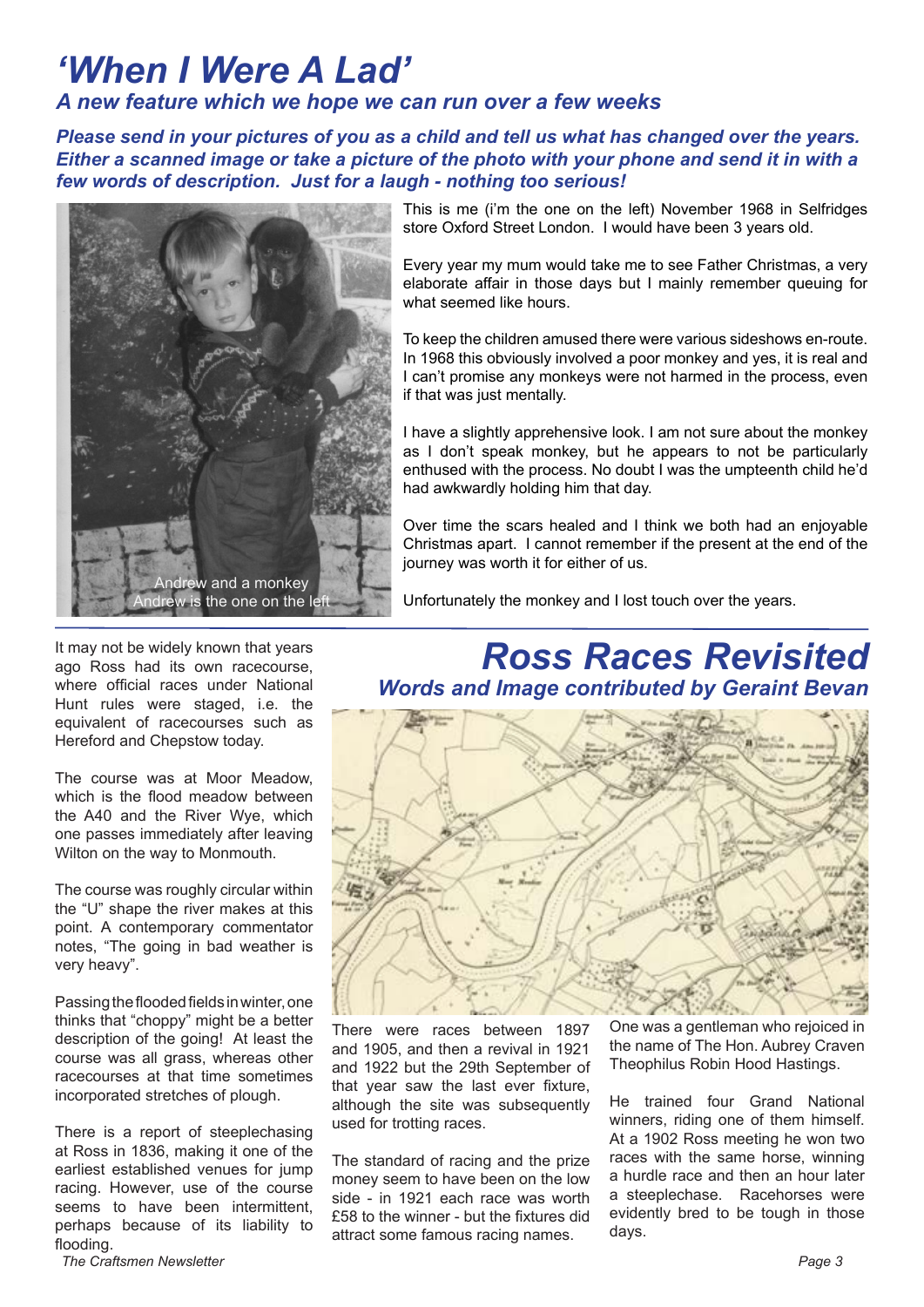# 'When I Were A Lad'

## A new feature which we hope we can run over a few weeks

***Please send in your pictures of you as a child and tell us what has changed over the years. Either a scanned image or take a picture of the photo with your phone and send it in with a few words of description. Just for a laugh - nothing too serious!***

Andrew and a monkey
Andrew is the one on the left

This is me (i'm the one on the left) November 1968 in Selfridges store Oxford Street London. I would have been 3 years old.

Every year my mum would take me to see Father Christmas, a very elaborate affair in those days but I mainly remember queuing for what seemed like hours.

To keep the children amused there were various sideshows en-route. In 1968 this obviously involved a poor monkey and yes, it is real and I can't promise any monkeys were not harmed in the process, even if that was just mentally.

I have a slightly apprehensive look. I am not sure about the monkey as I don't speak monkey, but he appears to not be particularly enthused with the process. No doubt I was the umpteenth child he'd had awkwardly holding him that day.

Over time the scars healed and I think we both had an enjoyable Christmas apart. I cannot remember if the present at the end of the journey was worth it for either of us.

Unfortunately the monkey and I lost touch over the years.

# Ross Races Revisited

## Words and Image contributed by Geraint Bevan

It may not be widely known that years ago Ross had its own racecourse, where official races under National Hunt rules were staged, i.e. the equivalent of racecourses such as Hereford and Chepstow today.

The course was at Moor Meadow, which is the flood meadow between the A40 and the River Wye, which one passes immediately after leaving Wilton on the way to Monmouth.

The course was roughly circular within the "U" shape the river makes at this point. A contemporary commentator notes, "The going in bad weather is very heavy".

Passing the flooded fields in winter, one thinks that "choppy" might be a better description of the going! At least the course was all grass, whereas other racecourses at that time sometimes incorporated stretches of plough.

There is a report of steeplechasing at Ross in 1836, making it one of the earliest established venues for jump racing. However, use of the course seems to have been intermittent, perhaps because of its liability to flooding.

There were races between 1897 and 1905, and then a revival in 1921 and 1922 but the 29th September of that year saw the last ever fixture, although the site was subsequently used for trotting races.

The standard of racing and the prize money seem to have been on the low side - in 1921 each race was worth £58 to the winner - but the fixtures did attract some famous racing names.

One was a gentleman who rejoiced in the name of The Hon. Aubrey Craven Theophilus Robin Hood Hastings.

He trained four Grand National winners, riding one of them himself. At a 1902 Ross meeting he won two races with the same horse, winning a hurdle race and then an hour later a steeplechase. Racehorses were evidently bred to be tough in those days.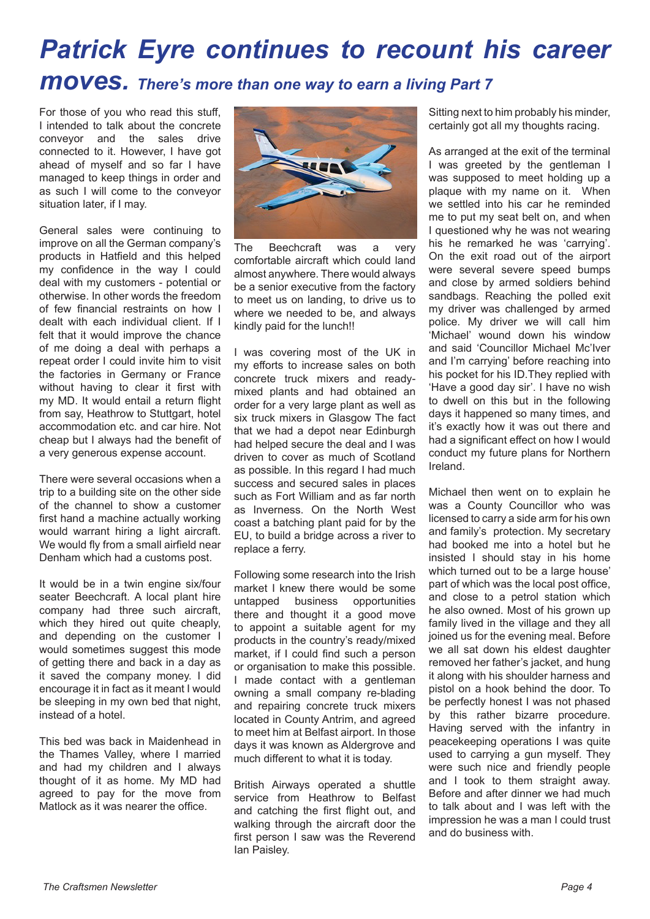# *Patrick Eyre continues to recount his career moves. There's more than one way to earn a living Part 7*

For those of you who read this stuff, I intended to talk about the concrete conveyor and the sales drive connected to it. However, I have got ahead of myself and so far I have managed to keep things in order and as such I will come to the conveyor situation later, if I may.

General sales were continuing to improve on all the German company's products in Hatfield and this helped my confidence in the way I could deal with my customers - potential or otherwise. In other words the freedom of few financial restraints on how I dealt with each individual client. If I felt that it would improve the chance of me doing a deal with perhaps a repeat order I could invite him to visit the factories in Germany or France without having to clear it first with my MD. It would entail a return flight from say, Heathrow to Stuttgart, hotel accommodation etc. and car hire. Not cheap but I always had the benefit of a very generous expense account.

There were several occasions when a trip to a building site on the other side of the channel to show a customer first hand a machine actually working would warrant hiring a light aircraft. We would fly from a small airfield near Denham which had a customs post.

It would be in a twin engine six/four seater Beechcraft. A local plant hire company had three such aircraft, which they hired out quite cheaply, and depending on the customer I would sometimes suggest this mode of getting there and back in a day as it saved the company money. I did encourage it in fact as it meant I would be sleeping in my own bed that night, instead of a hotel.

This bed was back in Maidenhead in the Thames Valley, where I married and had my children and I always thought of it as home. My MD had agreed to pay for the move from Matlock as it was nearer the office.

The Beechcraft was a very comfortable aircraft which could land almost anywhere. There would always be a senior executive from the factory to meet us on landing, to drive us to where we needed to be, and always kindly paid for the lunch!!

I was covering most of the UK in my efforts to increase sales on both concrete truck mixers and ready-mixed plants and had obtained an order for a very large plant as well as six truck mixers in Glasgow The fact that we had a depot near Edinburgh had helped secure the deal and I was driven to cover as much of Scotland as possible. In this regard I had much success and secured sales in places such as Fort William and as far north as Inverness. On the North West coast a batching plant paid for by the EU, to build a bridge across a river to replace a ferry.

Following some research into the Irish market I knew there would be some untapped business opportunities there and thought it a good move to appoint a suitable agent for my products in the country's ready/mixed market, if I could find such a person or organisation to make this possible. I made contact with a gentleman owning a small company re-blading and repairing concrete truck mixers located in County Antrim, and agreed to meet him at Belfast airport. In those days it was known as Aldergrove and much different to what it is today.

British Airways operated a shuttle service from Heathrow to Belfast and catching the first flight out, and walking through the aircraft door the first person I saw was the Reverend Ian Paisley. Sitting next to him probably his minder, certainly got all my thoughts racing.

As arranged at the exit of the terminal I was greeted by the gentleman I was supposed to meet holding up a plaque with my name on it. When we settled into his car he reminded me to put my seat belt on, and when I questioned why he was not wearing his he remarked he was 'carrying'. On the exit road out of the airport were several severe speed bumps and close by armed soldiers behind sandbags. Reaching the polled exit my driver was challenged by armed police. My driver we will call him 'Michael' wound down his window and said 'Councillor Michael Mc'Iver and I'm carrying' before reaching into his pocket for his ID.They replied with 'Have a good day sir'. I have no wish to dwell on this but in the following days it happened so many times, and it's exactly how it was out there and had a significant effect on how I would conduct my future plans for Northern Ireland.

Michael then went on to explain he was a County Councillor who was licensed to carry a side arm for his own and family's protection. My secretary had booked me into a hotel but he insisted I should stay in his home which turned out to be a large house' part of which was the local post office, and close to a petrol station which he also owned. Most of his grown up family lived in the village and they all joined us for the evening meal. Before we all sat down his eldest daughter removed her father's jacket, and hung it along with his shoulder harness and pistol on a hook behind the door. To be perfectly honest I was not phased by this rather bizarre procedure. Having served with the infantry in peacekeeping operations I was quite used to carrying a gun myself. They were such nice and friendly people and I took to them straight away. Before and after dinner we had much to talk about and I was left with the impression he was a man I could trust and do business with.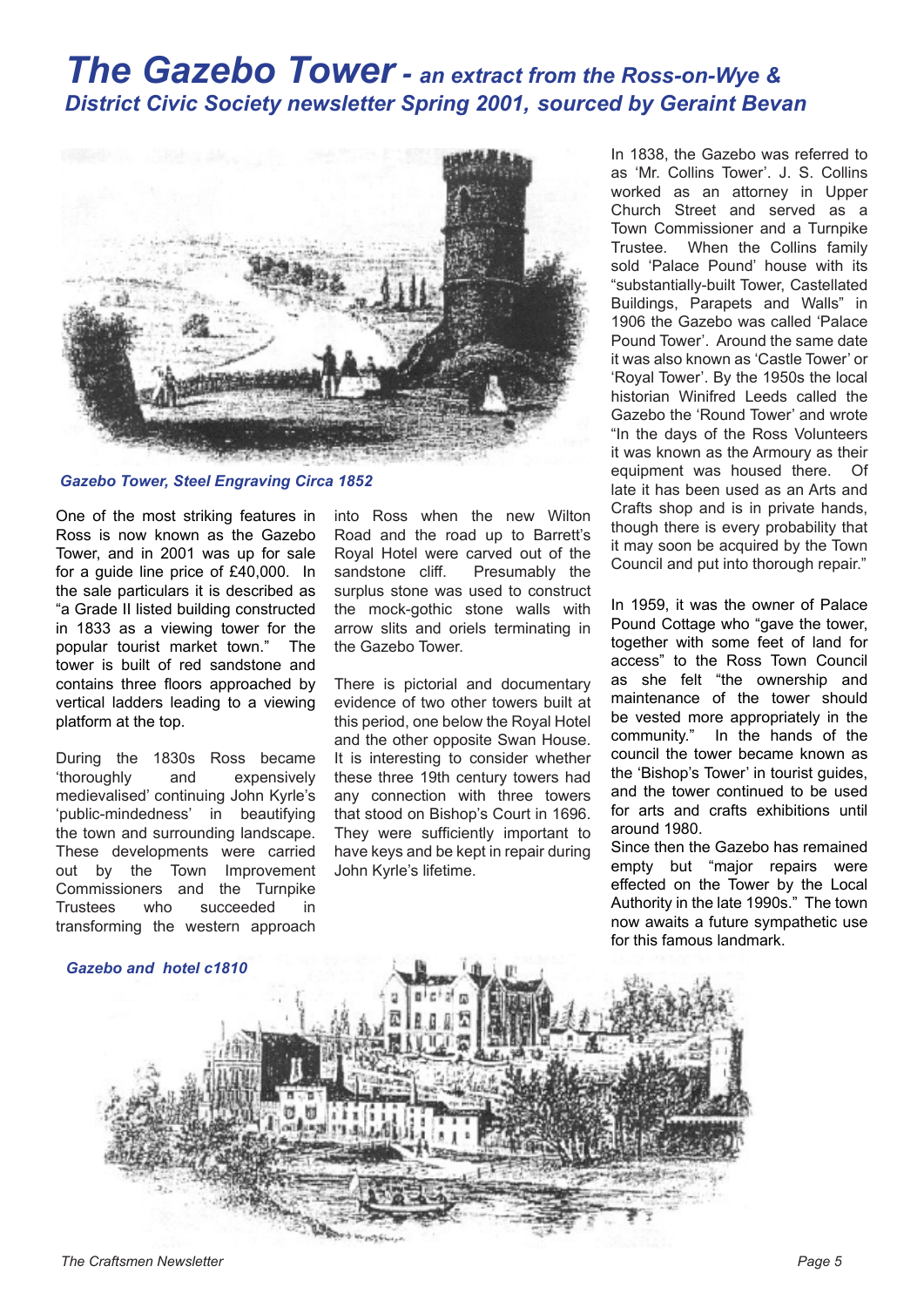# The Gazebo Tower - *an extract from the Ross-on-Wye & District Civic Society newsletter Spring 2001, sourced by Geraint Bevan*

*Gazebo Tower, Steel Engraving Circa 1852*

One of the most striking features in Ross is now known as the Gazebo Tower, and in 2001 was up for sale for a guide line price of £40,000. In the sale particulars it is described as "a Grade II listed building constructed in 1833 as a viewing tower for the popular tourist market town." The tower is built of red sandstone and contains three floors approached by vertical ladders leading to a viewing platform at the top.

During the 1830s Ross became 'thoroughly and expensively medievalised' continuing John Kyrle's 'public-mindedness' in beautifying the town and surrounding landscape. These developments were carried out by the Town Improvement Commissioners and the Turnpike Trustees who succeeded in transforming the western approach into Ross when the new Wilton Road and the road up to Barrett's Royal Hotel were carved out of the sandstone cliff. Presumably the surplus stone was used to construct the mock-gothic stone walls with arrow slits and oriels terminating in the Gazebo Tower.

There is pictorial and documentary evidence of two other towers built at this period, one below the Royal Hotel and the other opposite Swan House. It is interesting to consider whether these three 19th century towers had any connection with three towers that stood on Bishop's Court in 1696. They were sufficiently important to have keys and be kept in repair during John Kyrle's lifetime.

In 1838, the Gazebo was referred to as 'Mr. Collins Tower'. J. S. Collins worked as an attorney in Upper Church Street and served as a Town Commissioner and a Turnpike Trustee. When the Collins family sold 'Palace Pound' house with its "substantially-built Tower, Castellated Buildings, Parapets and Walls" in 1906 the Gazebo was called 'Palace Pound Tower'. Around the same date it was also known as 'Castle Tower' or 'Royal Tower'. By the 1950s the local historian Winifred Leeds called the Gazebo the 'Round Tower' and wrote "In the days of the Ross Volunteers it was known as the Armoury as their equipment was housed there. Of late it has been used as an Arts and Crafts shop and is in private hands, though there is every probability that it may soon be acquired by the Town Council and put into thorough repair."

In 1959, it was the owner of Palace Pound Cottage who "gave the tower, together with some feet of land for access" to the Ross Town Council as she felt "the ownership and maintenance of the tower should be vested more appropriately in the community." In the hands of the council the tower became known as the 'Bishop's Tower' in tourist guides, and the tower continued to be used for arts and crafts exhibitions until around 1980.

Since then the Gazebo has remained empty but "major repairs were effected on the Tower by the Local Authority in the late 1990s." The town now awaits a future sympathetic use for this famous landmark.

*Gazebo and hotel c1810*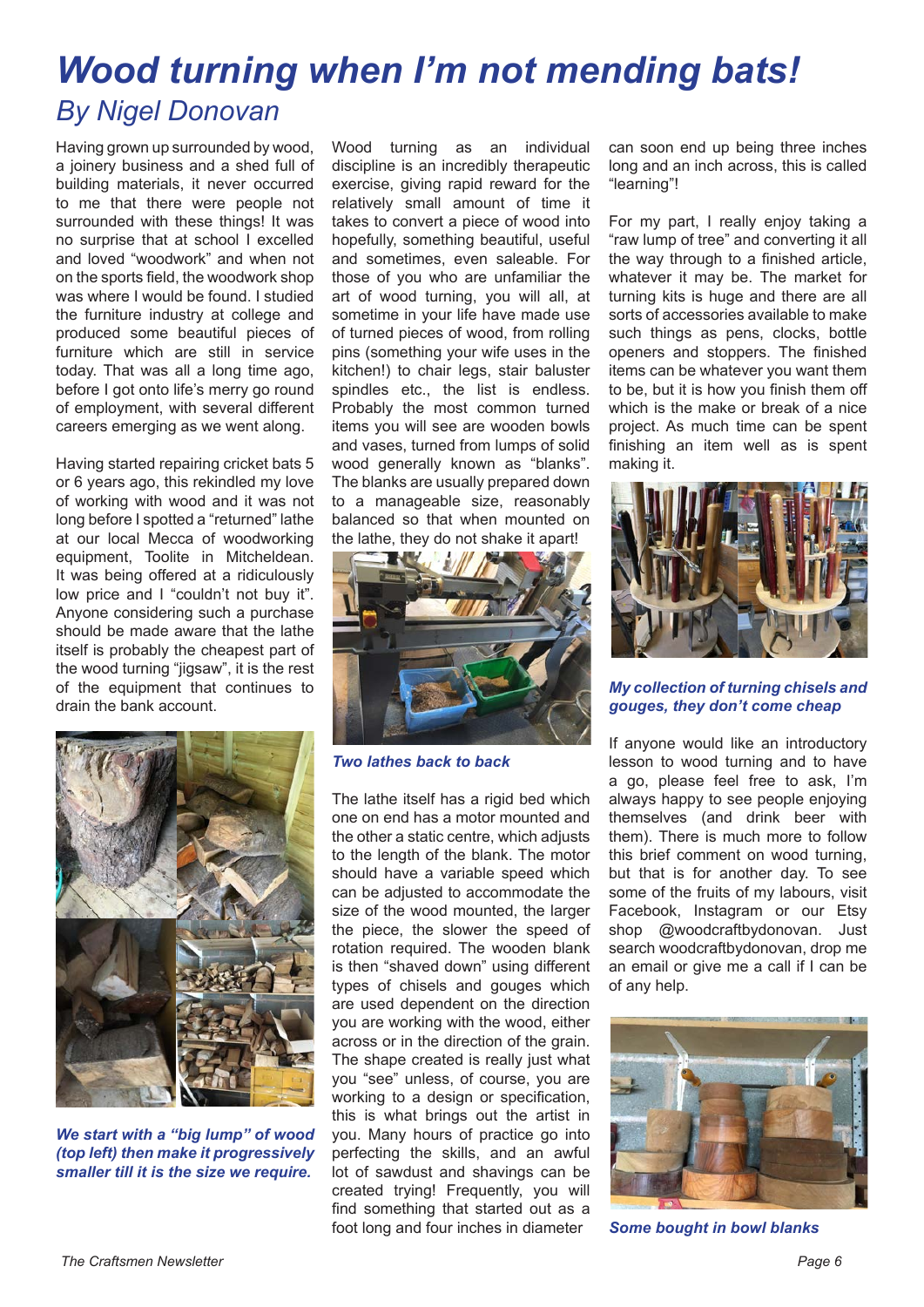# Wood turning when I'm not mending bats!

## By Nigel Donovan

Having grown up surrounded by wood, a joinery business and a shed full of building materials, it never occurred to me that there were people not surrounded with these things! It was no surprise that at school I excelled and loved "woodwork" and when not on the sports field, the woodwork shop was where I would be found. I studied the furniture industry at college and produced some beautiful pieces of furniture which are still in service today. That was all a long time ago, before I got onto life's merry go round of employment, with several different careers emerging as we went along.

Having started repairing cricket bats 5 or 6 years ago, this rekindled my love of working with wood and it was not long before I spotted a "returned" lathe at our local Mecca of woodworking equipment, Toolite in Mitcheldean. It was being offered at a ridiculously low price and I "couldn't not buy it". Anyone considering such a purchase should be made aware that the lathe itself is probably the cheapest part of the wood turning "jigsaw", it is the rest of the equipment that continues to drain the bank account.

***We start with a "big lump" of wood (top left) then make it progressively smaller till it is the size we require.***

Wood turning as an individual discipline is an incredibly therapeutic exercise, giving rapid reward for the relatively small amount of time it takes to convert a piece of wood into hopefully, something beautiful, useful and sometimes, even saleable. For those of you who are unfamiliar the art of wood turning, you will all, at sometime in your life have made use of turned pieces of wood, from rolling pins (something your wife uses in the kitchen!) to chair legs, stair baluster spindles etc., the list is endless. Probably the most common turned items you will see are wooden bowls and vases, turned from lumps of solid wood generally known as "blanks". The blanks are usually prepared down to a manageable size, reasonably balanced so that when mounted on the lathe, they do not shake it apart!

***Two lathes back to back***

The lathe itself has a rigid bed which one on end has a motor mounted and the other a static centre, which adjusts to the length of the blank. The motor should have a variable speed which can be adjusted to accommodate the size of the wood mounted, the larger the piece, the slower the speed of rotation required. The wooden blank is then "shaved down" using different types of chisels and gouges which are used dependent on the direction you are working with the wood, either across or in the direction of the grain. The shape created is really just what you "see" unless, of course, you are working to a design or specification, this is what brings out the artist in you. Many hours of practice go into perfecting the skills, and an awful lot of sawdust and shavings can be created trying! Frequently, you will find something that started out as a foot long and four inches in diameter can soon end up being three inches long and an inch across, this is called "learning"!

For my part, I really enjoy taking a "raw lump of tree" and converting it all the way through to a finished article, whatever it may be. The market for turning kits is huge and there are all sorts of accessories available to make such things as pens, clocks, bottle openers and stoppers. The finished items can be whatever you want them to be, but it is how you finish them off which is the make or break of a nice project. As much time can be spent finishing an item well as is spent making it.

***My collection of turning chisels and gouges, they don't come cheap***

If anyone would like an introductory lesson to wood turning and to have a go, please feel free to ask, I'm always happy to see people enjoying themselves (and drink beer with them). There is much more to follow this brief comment on wood turning, but that is for another day. To see some of the fruits of my labours, visit Facebook, Instagram or our Etsy shop @woodcraftbydonovan. Just search woodcraftbydonovan, drop me an email or give me a call if I can be of any help.

***Some bought in bowl blanks***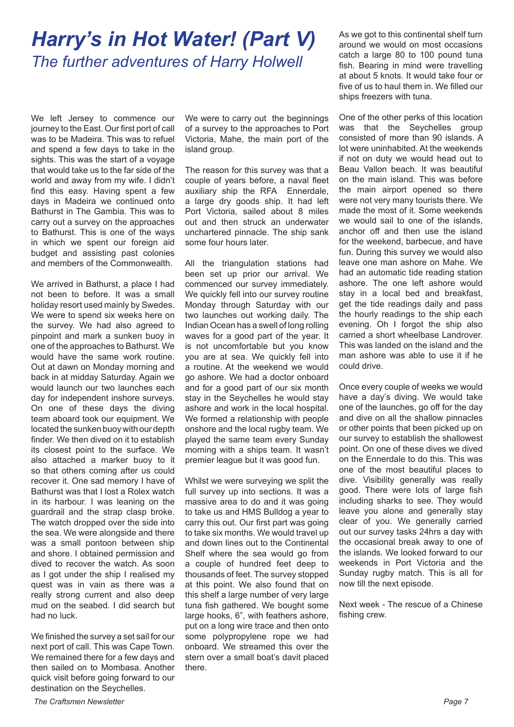# *Harry's in Hot Water! (Part V)*

## *The further adventures of Harry Holwell*

We left Jersey to commence our journey to the East. Our first port of call was to be Madeira. This was to refuel and spend a few days to take in the sights. This was the start of a voyage that would take us to the far side of the world and away from my wife. I didn't find this easy. Having spent a few days in Madeira we continued onto Bathurst in The Gambia. This was to carry out a survey on the approaches to Bathurst. This is one of the ways in which we spent our foreign aid budget and assisting past colonies and members of the Commonwealth.

We arrived in Bathurst, a place I had not been to before. It was a small holiday resort used mainly by Swedes. We were to spend six weeks here on the survey. We had also agreed to pinpoint and mark a sunken buoy in one of the approaches to Bathurst. We would have the same work routine. Out at dawn on Monday morning and back in at midday Saturday. Again we would launch our two launches each day for independent inshore surveys. On one of these days the diving team aboard took our equipment. We located the sunken buoy with our depth finder. We then dived on it to establish its closest point to the surface. We also attached a marker buoy to it so that others coming after us could recover it. One sad memory I have of Bathurst was that I lost a Rolex watch in its harbour. I was leaning on the guardrail and the strap clasp broke. The watch dropped over the side into the sea. We were alongside and there was a small pontoon between ship and shore. I obtained permission and dived to recover the watch. As soon as I got under the ship I realised my quest was in vain as there was a really strong current and also deep mud on the seabed. I did search but had no luck.

We finished the survey a set sail for our next port of call. This was Cape Town. We remained there for a few days and then sailed on to Mombasa. Another quick visit before going forward to our destination on the Seychelles.

We were to carry out the beginnings of a survey to the approaches to Port Victoria, Mahe, the main port of the island group.

The reason for this survey was that a couple of years before, a naval fleet auxiliary ship the RFA Ennerdale, a large dry goods ship. It had left Port Victoria, sailed about 8 miles out and then struck an underwater unchartered pinnacle. The ship sank some four hours later.

All the triangulation stations had been set up prior our arrival. We commenced our survey immediately. We quickly fell into our survey routine Monday through Saturday with our two launches out working daily. The Indian Ocean has a swell of long rolling waves for a good part of the year. It is not uncomfortable but you know you are at sea. We quickly fell into a routine. At the weekend we would go ashore. We had a doctor onboard and for a good part of our six month stay in the Seychelles he would stay ashore and work in the local hospital. We formed a relationship with people onshore and the local rugby team. We played the same team every Sunday morning with a ships team. It wasn't premier league but it was good fun.

Whilst we were surveying we split the full survey up into sections. It was a massive area to do and it was going to take us and HMS Bulldog a year to carry this out. Our first part was going to take six months. We would travel up and down lines out to the Continental Shelf where the sea would go from a couple of hundred feet deep to thousands of feet. The survey stopped at this point. We also found that on this shelf a large number of very large tuna fish gathered. We bought some large hooks, 6", with feathers ashore, put on a long wire trace and then onto some polypropylene rope we had onboard. We streamed this over the stern over a small boat's davit placed there.

As we got to this continental shelf turn around we would on most occasions catch a large 80 to 100 pound tuna fish. Bearing in mind were travelling at about 5 knots. It would take four or five of us to haul them in. We filled our ships freezers with tuna.

One of the other perks of this location was that the Seychelles group consisted of more than 90 islands. A lot were uninhabited. At the weekends if not on duty we would head out to Beau Vallon beach. It was beautiful on the main island. This was before the main airport opened so there were not very many tourists there. We made the most of it. Some weekends we would sail to one of the islands, anchor off and then use the island for the weekend, barbecue, and have fun. During this survey we would also leave one man ashore on Mahe. We had an automatic tide reading station ashore. The one left ashore would stay in a local bed and breakfast, get the tide readings daily and pass the hourly readings to the ship each evening. Oh I forgot the ship also carried a short wheelbase Landrover. This was landed on the island and the man ashore was able to use it if he could drive.

Once every couple of weeks we would have a day's diving. We would take one of the launches, go off for the day and dive on all the shallow pinnacles or other points that been picked up on our survey to establish the shallowest point. On one of these dives we dived on the Ennerdale to do this. This was one of the most beautiful places to dive. Visibility generally was really good. There were lots of large fish including sharks to see. They would leave you alone and generally stay clear of you. We generally carried out our survey tasks 24hrs a day with the occasional break away to one of the islands. We looked forward to our weekends in Port Victoria and the Sunday rugby match. This is all for now till the next episode.

Next week - The rescue of a Chinese fishing crew.